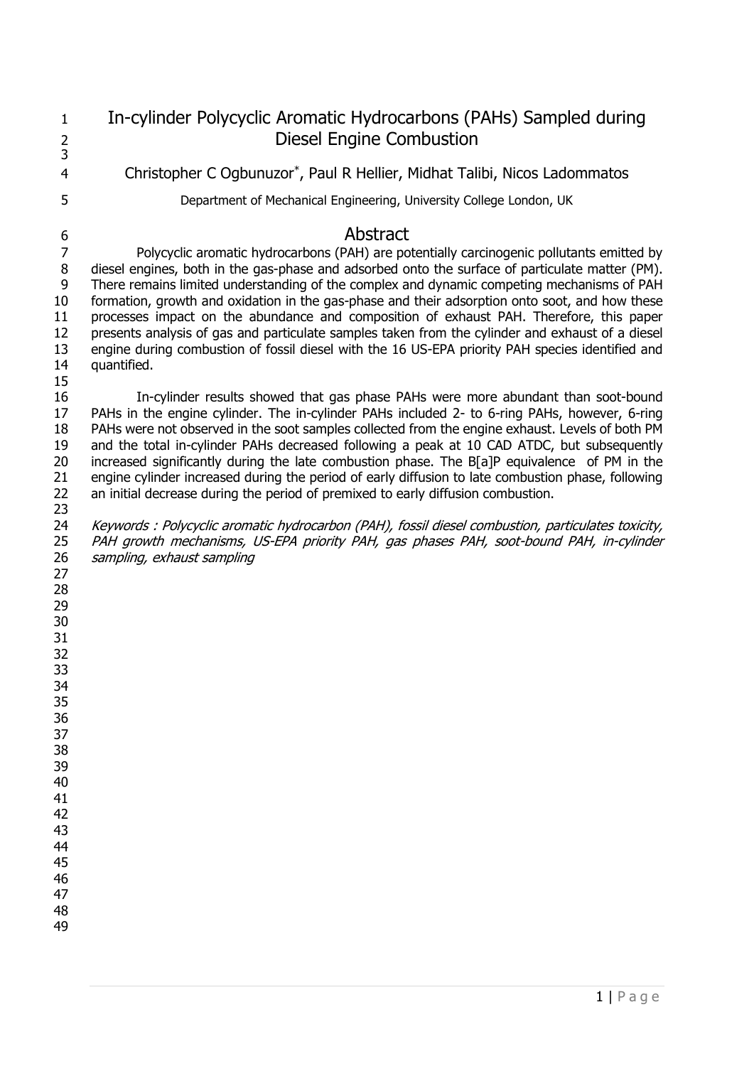# In-cylinder Polycyclic Aromatic Hydrocarbons (PAHs) Sampled during Diesel Engine Combustion

Christopher C Ogbunuzor*, Paul R Hellier, Midhat Talibi, Nicos Ladommatos

Department of Mechanical Engineering, University College London, UK

## Abstract

Polycyclic aromatic hydrocarbons (PAH) are potentially carcinogenic pollutants emitted by diesel engines, both in the gas-phase and adsorbed onto the surface of particulate matter (PM). There remains limited understanding of the complex and dynamic competing mechanisms of PAH formation, growth and oxidation in the gas-phase and their adsorption onto soot, and how these processes impact on the abundance and composition of exhaust PAH. Therefore, this paper presents analysis of gas and particulate samples taken from the cylinder and exhaust of a diesel engine during combustion of fossil diesel with the 16 US-EPA priority PAH species identified and quantified.

In-cylinder results showed that gas phase PAHs were more abundant than soot-bound PAHs in the engine cylinder. The in-cylinder PAHs included 2- to 6-ring PAHs, however, 6-ring PAHs were not observed in the soot samples collected from the engine exhaust. Levels of both PM and the total in-cylinder PAHs decreased following a peak at 10 CAD ATDC, but subsequently increased significantly during the late combustion phase. The B[a]P equivalence of PM in the engine cylinder increased during the period of early diffusion to late combustion phase, following an initial decrease during the period of premixed to early diffusion combustion.

*Keywords : Polycyclic aromatic hydrocarbon (PAH), fossil diesel combustion, particulates toxicity, PAH growth mechanisms, US-EPA priority PAH, gas phases PAH, soot-bound PAH, in-cylinder sampling, exhaust sampling*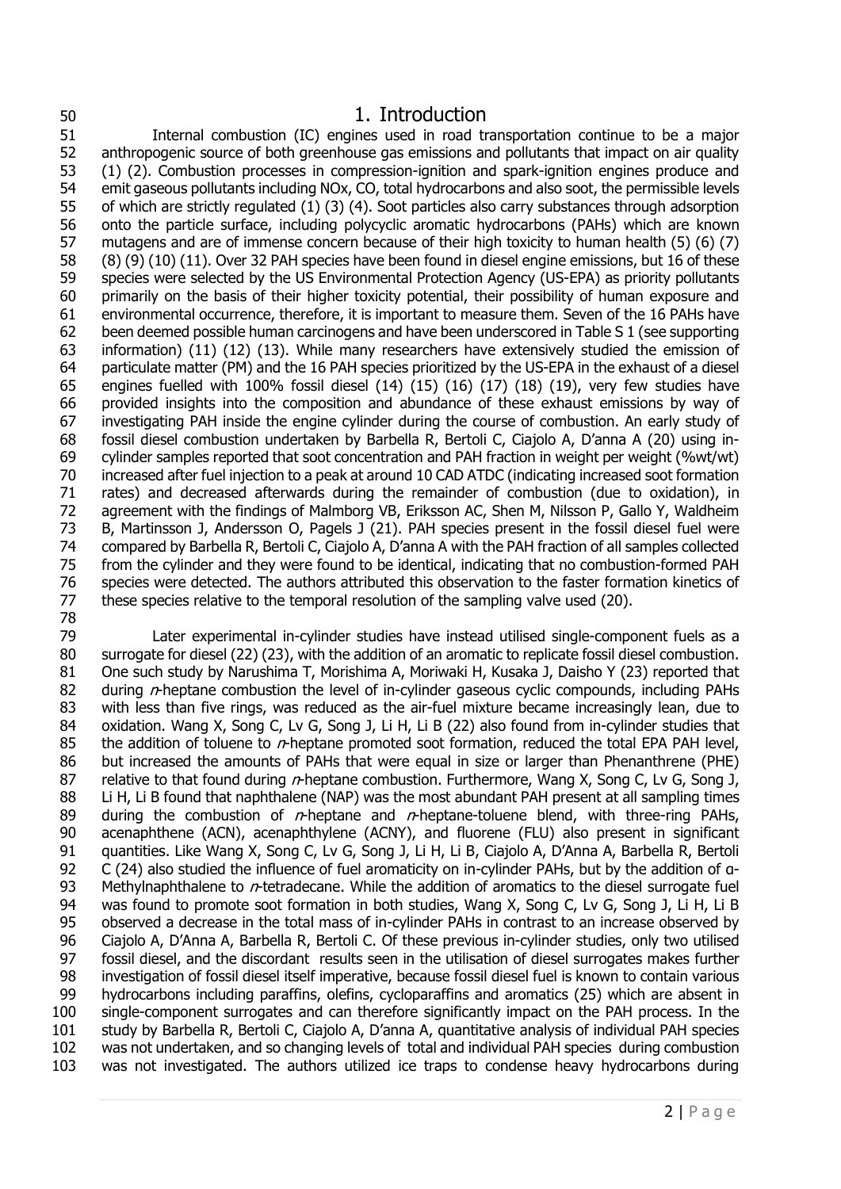# 1. Introduction

Internal combustion (IC) engines used in road transportation continue to be a major anthropogenic source of both greenhouse gas emissions and pollutants that impact on air quality (1) (2). Combustion processes in compression-ignition and spark-ignition engines produce and emit gaseous pollutants including NOx, CO, total hydrocarbons and also soot, the permissible levels of which are strictly regulated (1) (3) (4). Soot particles also carry substances through adsorption onto the particle surface, including polycyclic aromatic hydrocarbons (PAHs) which are known mutagens and are of immense concern because of their high toxicity to human health (5) (6) (7) (8) (9) (10) (11). Over 32 PAH species have been found in diesel engine emissions, but 16 of these species were selected by the US Environmental Protection Agency (US-EPA) as priority pollutants primarily on the basis of their higher toxicity potential, their possibility of human exposure and environmental occurrence, therefore, it is important to measure them. Seven of the 16 PAHs have been deemed possible human carcinogens and have been underscored in Table S 1 (see supporting information) (11) (12) (13). While many researchers have extensively studied the emission of particulate matter (PM) and the 16 PAH species prioritized by the US-EPA in the exhaust of a diesel engines fuelled with 100% fossil diesel (14) (15) (16) (17) (18) (19), very few studies have provided insights into the composition and abundance of these exhaust emissions by way of investigating PAH inside the engine cylinder during the course of combustion. An early study of fossil diesel combustion undertaken by Barbella R, Bertoli C, Ciajolo A, D'anna A (20) using in-cylinder samples reported that soot concentration and PAH fraction in weight per weight (%wt/wt) increased after fuel injection to a peak at around 10 CAD ATDC (indicating increased soot formation rates) and decreased afterwards during the remainder of combustion (due to oxidation), in agreement with the findings of Malmborg VB, Eriksson AC, Shen M, Nilsson P, Gallo Y, Waldheim B, Martinsson J, Andersson O, Pagels J (21). PAH species present in the fossil diesel fuel were compared by Barbella R, Bertoli C, Ciajolo A, D'anna A with the PAH fraction of all samples collected from the cylinder and they were found to be identical, indicating that no combustion-formed PAH species were detected. The authors attributed this observation to the faster formation kinetics of these species relative to the temporal resolution of the sampling valve used (20).

Later experimental in-cylinder studies have instead utilised single-component fuels as a surrogate for diesel (22) (23), with the addition of an aromatic to replicate fossil diesel combustion. One such study by Narushima T, Morishima A, Moriwaki H, Kusaka J, Daisho Y (23) reported that during *n*-heptane combustion the level of in-cylinder gaseous cyclic compounds, including PAHs with less than five rings, was reduced as the air-fuel mixture became increasingly lean, due to oxidation. Wang X, Song C, Lv G, Song J, Li H, Li B (22) also found from in-cylinder studies that the addition of toluene to *n*-heptane promoted soot formation, reduced the total EPA PAH level, but increased the amounts of PAHs that were equal in size or larger than Phenanthrene (PHE) relative to that found during *n*-heptane combustion. Furthermore, Wang X, Song C, Lv G, Song J, Li H, Li B found that naphthalene (NAP) was the most abundant PAH present at all sampling times during the combustion of *n*-heptane and *n*-heptane-toluene blend, with three-ring PAHs, acenaphthene (ACN), acenaphthylene (ACNY), and fluorene (FLU) also present in significant quantities. Like Wang X, Song C, Lv G, Song J, Li H, Li B, Ciajolo A, D'Anna A, Barbella R, Bertoli C (24) also studied the influence of fuel aromaticity on in-cylinder PAHs, but by the addition of α-Methylnaphthalene to *n*-tetradecane. While the addition of aromatics to the diesel surrogate fuel was found to promote soot formation in both studies, Wang X, Song C, Lv G, Song J, Li H, Li B observed a decrease in the total mass of in-cylinder PAHs in contrast to an increase observed by Ciajolo A, D'Anna A, Barbella R, Bertoli C. Of these previous in-cylinder studies, only two utilised fossil diesel, and the discordant results seen in the utilisation of diesel surrogates makes further investigation of fossil diesel itself imperative, because fossil diesel fuel is known to contain various hydrocarbons including paraffins, olefins, cycloparaffins and aromatics (25) which are absent in single-component surrogates and can therefore significantly impact on the PAH process. In the study by Barbella R, Bertoli C, Ciajolo A, D'anna A, quantitative analysis of individual PAH species was not undertaken, and so changing levels of total and individual PAH species during combustion was not investigated. The authors utilized ice traps to condense heavy hydrocarbons during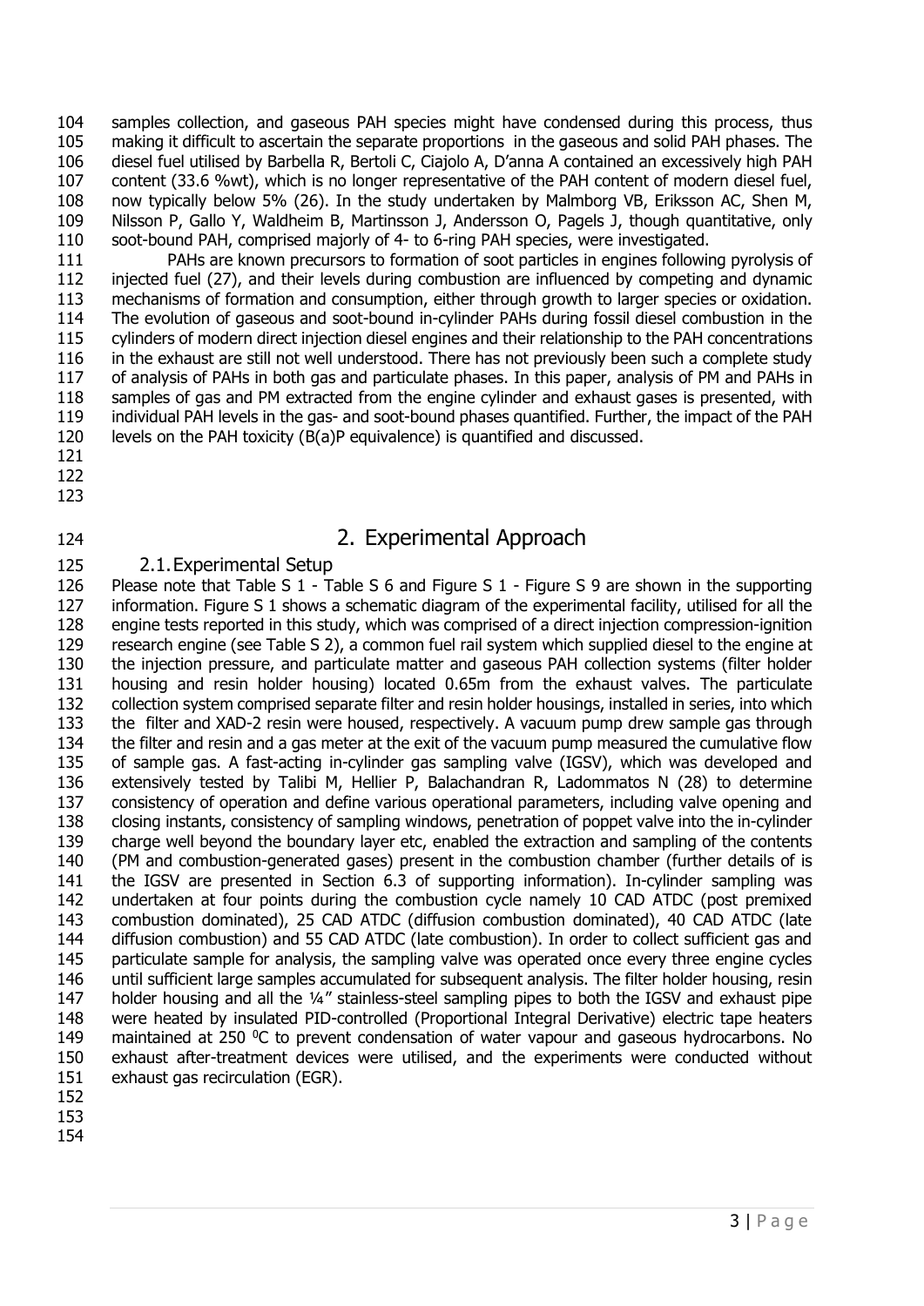samples collection, and gaseous PAH species might have condensed during this process, thus making it difficult to ascertain the separate proportions in the gaseous and solid PAH phases. The diesel fuel utilised by Barbella R, Bertoli C, Ciajolo A, D'anna A contained an excessively high PAH content (33.6 %wt), which is no longer representative of the PAH content of modern diesel fuel, now typically below 5% (26). In the study undertaken by Malmborg VB, Eriksson AC, Shen M, Nilsson P, Gallo Y, Waldheim B, Martinsson J, Andersson O, Pagels J, though quantitative, only soot-bound PAH, comprised majorly of 4- to 6-ring PAH species, were investigated.

PAHs are known precursors to formation of soot particles in engines following pyrolysis of injected fuel (27), and their levels during combustion are influenced by competing and dynamic mechanisms of formation and consumption, either through growth to larger species or oxidation. The evolution of gaseous and soot-bound in-cylinder PAHs during fossil diesel combustion in the cylinders of modern direct injection diesel engines and their relationship to the PAH concentrations in the exhaust are still not well understood. There has not previously been such a complete study of analysis of PAHs in both gas and particulate phases. In this paper, analysis of PM and PAHs in samples of gas and PM extracted from the engine cylinder and exhaust gases is presented, with individual PAH levels in the gas- and soot-bound phases quantified. Further, the impact of the PAH levels on the PAH toxicity (B(a)P equivalence) is quantified and discussed.

# 2. Experimental Approach

## 2.1. Experimental Setup

Please note that Table S 1 - Table S 6 and Figure S 1 - Figure S 9 are shown in the supporting information. Figure S 1 shows a schematic diagram of the experimental facility, utilised for all the engine tests reported in this study, which was comprised of a direct injection compression-ignition research engine (see Table S 2), a common fuel rail system which supplied diesel to the engine at the injection pressure, and particulate matter and gaseous PAH collection systems (filter holder housing and resin holder housing) located 0.65m from the exhaust valves. The particulate collection system comprised separate filter and resin holder housings, installed in series, into which the filter and XAD-2 resin were housed, respectively. A vacuum pump drew sample gas through the filter and resin and a gas meter at the exit of the vacuum pump measured the cumulative flow of sample gas. A fast-acting in-cylinder gas sampling valve (IGSV), which was developed and extensively tested by Talibi M, Hellier P, Balachandran R, Ladommatos N (28) to determine consistency of operation and define various operational parameters, including valve opening and closing instants, consistency of sampling windows, penetration of poppet valve into the in-cylinder charge well beyond the boundary layer etc, enabled the extraction and sampling of the contents (PM and combustion-generated gases) present in the combustion chamber (further details of is the IGSV are presented in Section 6.3 of supporting information). In-cylinder sampling was undertaken at four points during the combustion cycle namely 10 CAD ATDC (post premixed combustion dominated), 25 CAD ATDC (diffusion combustion dominated), 40 CAD ATDC (late diffusion combustion) and 55 CAD ATDC (late combustion). In order to collect sufficient gas and particulate sample for analysis, the sampling valve was operated once every three engine cycles until sufficient large samples accumulated for subsequent analysis. The filter holder housing, resin holder housing and all the ¼" stainless-steel sampling pipes to both the IGSV and exhaust pipe were heated by insulated PID-controlled (Proportional Integral Derivative) electric tape heaters maintained at 250 $^{0}$C to prevent condensation of water vapour and gaseous hydrocarbons. No exhaust after-treatment devices were utilised, and the experiments were conducted without exhaust gas recirculation (EGR).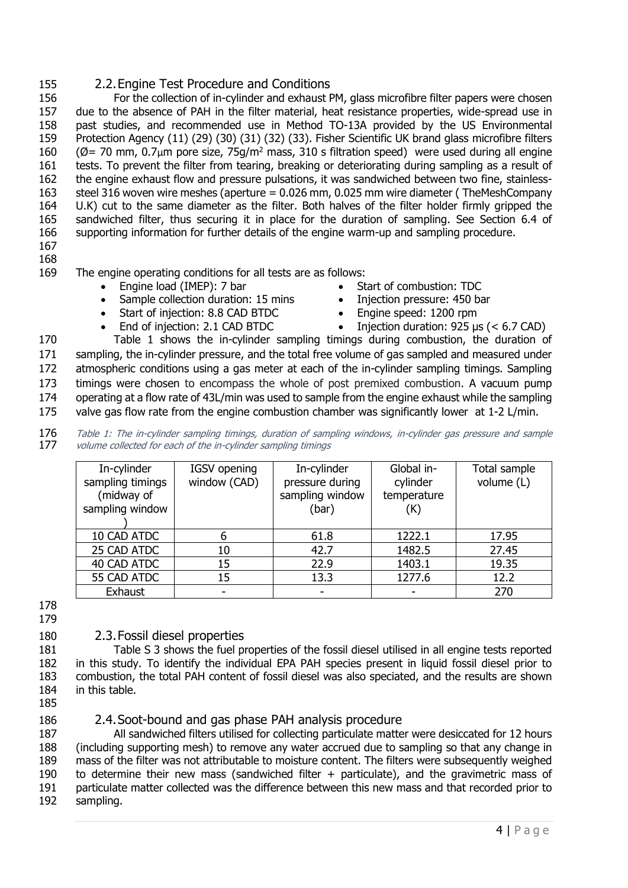## 2.2. Engine Test Procedure and Conditions

For the collection of in-cylinder and exhaust PM, glass microfibre filter papers were chosen due to the absence of PAH in the filter material, heat resistance properties, wide-spread use in past studies, and recommended use in Method TO-13A provided by the US Environmental Protection Agency (11) (29) (30) (31) (32) (33). Fisher Scientific UK brand glass microfibre filters (Ø= 70 mm, 0.7μm pore size, 75g/m$^2$ mass, 310 s filtration speed) were used during all engine tests. To prevent the filter from tearing, breaking or deteriorating during sampling as a result of the engine exhaust flow and pressure pulsations, it was sandwiched between two fine, stainless-steel 316 woven wire meshes (aperture = 0.026 mm, 0.025 mm wire diameter ( TheMeshCompany U.K) cut to the same diameter as the filter. Both halves of the filter holder firmly gripped the sandwiched filter, thus securing it in place for the duration of sampling. See Section 6.4 of supporting information for further details of the engine warm-up and sampling procedure.

The engine operating conditions for all tests are as follows:

- Engine load (IMEP): 7 bar
- Sample collection duration: 15 mins
- Start of injection: 8.8 CAD BTDC
- End of injection: 2.1 CAD BTDC
- Start of combustion: TDC
- Injection pressure: 450 bar
- Engine speed: 1200 rpm
- Injection duration: 925 µs (< 6.7 CAD)

Table 1 shows the in-cylinder sampling timings during combustion, the duration of sampling, the in-cylinder pressure, and the total free volume of gas sampled and measured under atmospheric conditions using a gas meter at each of the in-cylinder sampling timings. Sampling timings were chosen to encompass the whole of post premixed combustion. A vacuum pump operating at a flow rate of 43L/min was used to sample from the engine exhaust while the sampling valve gas flow rate from the engine combustion chamber was significantly lower at 1-2 L/min.

*Table 1: The in-cylinder sampling timings, duration of sampling windows, in-cylinder gas pressure and sample volume collected for each of the in-cylinder sampling timings*

| In-cylinder sampling timings (midway of sampling window ) | IGSV opening window (CAD) | In-cylinder pressure during sampling window (bar) | Global in-cylinder temperature (K) | Total sample volume (L) |
|---|---|---|---|---|
| 10 CAD ATDC | 6 | 61.8 | 1222.1 | 17.95 |
| 25 CAD ATDC | 10 | 42.7 | 1482.5 | 27.45 |
| 40 CAD ATDC | 15 | 22.9 | 1403.1 | 19.35 |
| 55 CAD ATDC | 15 | 13.3 | 1277.6 | 12.2 |
| Exhaust | - | - | - | 270 |

## 2.3. Fossil diesel properties

Table S 3 shows the fuel properties of the fossil diesel utilised in all engine tests reported in this study. To identify the individual EPA PAH species present in liquid fossil diesel prior to combustion, the total PAH content of fossil diesel was also speciated, and the results are shown in this table.

## 2.4. Soot-bound and gas phase PAH analysis procedure

All sandwiched filters utilised for collecting particulate matter were desiccated for 12 hours (including supporting mesh) to remove any water accrued due to sampling so that any change in mass of the filter was not attributable to moisture content. The filters were subsequently weighed to determine their new mass (sandwiched filter + particulate), and the gravimetric mass of particulate matter collected was the difference between this new mass and that recorded prior to sampling.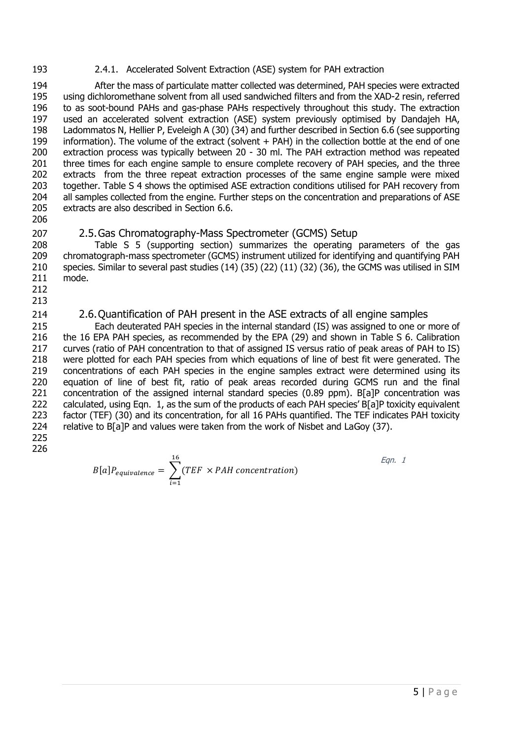#### 2.4.1. Accelerated Solvent Extraction (ASE) system for PAH extraction

After the mass of particulate matter collected was determined, PAH species were extracted using dichloromethane solvent from all used sandwiched filters and from the XAD-2 resin, referred to as soot-bound PAHs and gas-phase PAHs respectively throughout this study. The extraction used an accelerated solvent extraction (ASE) system previously optimised by Dandajeh HA, Ladommatos N, Hellier P, Eveleigh A (30) (34) and further described in Section 6.6 (see supporting information). The volume of the extract (solvent + PAH) in the collection bottle at the end of one extraction process was typically between 20 - 30 ml. The PAH extraction method was repeated three times for each engine sample to ensure complete recovery of PAH species, and the three extracts from the three repeat extraction processes of the same engine sample were mixed together. Table S 4 shows the optimised ASE extraction conditions utilised for PAH recovery from all samples collected from the engine. Further steps on the concentration and preparations of ASE extracts are also described in Section 6.6.

## 2.5. Gas Chromatography-Mass Spectrometer (GCMS) Setup

Table S 5 (supporting section) summarizes the operating parameters of the gas chromatograph-mass spectrometer (GCMS) instrument utilized for identifying and quantifying PAH species. Similar to several past studies (14) (35) (22) (11) (32) (36), the GCMS was utilised in SIM mode.

## 2.6. Quantification of PAH present in the ASE extracts of all engine samples

Each deuterated PAH species in the internal standard (IS) was assigned to one or more of the 16 EPA PAH species, as recommended by the EPA (29) and shown in Table S 6. Calibration curves (ratio of PAH concentration to that of assigned IS versus ratio of peak areas of PAH to IS) were plotted for each PAH species from which equations of line of best fit were generated. The concentrations of each PAH species in the engine samples extract were determined using its equation of line of best fit, ratio of peak areas recorded during GCMS run and the final concentration of the assigned internal standard species (0.89 ppm). B[a]P concentration was calculated, using Eqn. 1, as the sum of the products of each PAH species' B[a]P toxicity equivalent factor (TEF) (30) and its concentration, for all 16 PAHs quantified. The TEF indicates PAH toxicity relative to B[a]P and values were taken from the work of Nisbet and LaGoy (37).

$$B[a]P_{equivalence} = \sum_{i=1}^{16} (TEF \times PAH\ concentration) \qquad \text{Eqn. 1}$$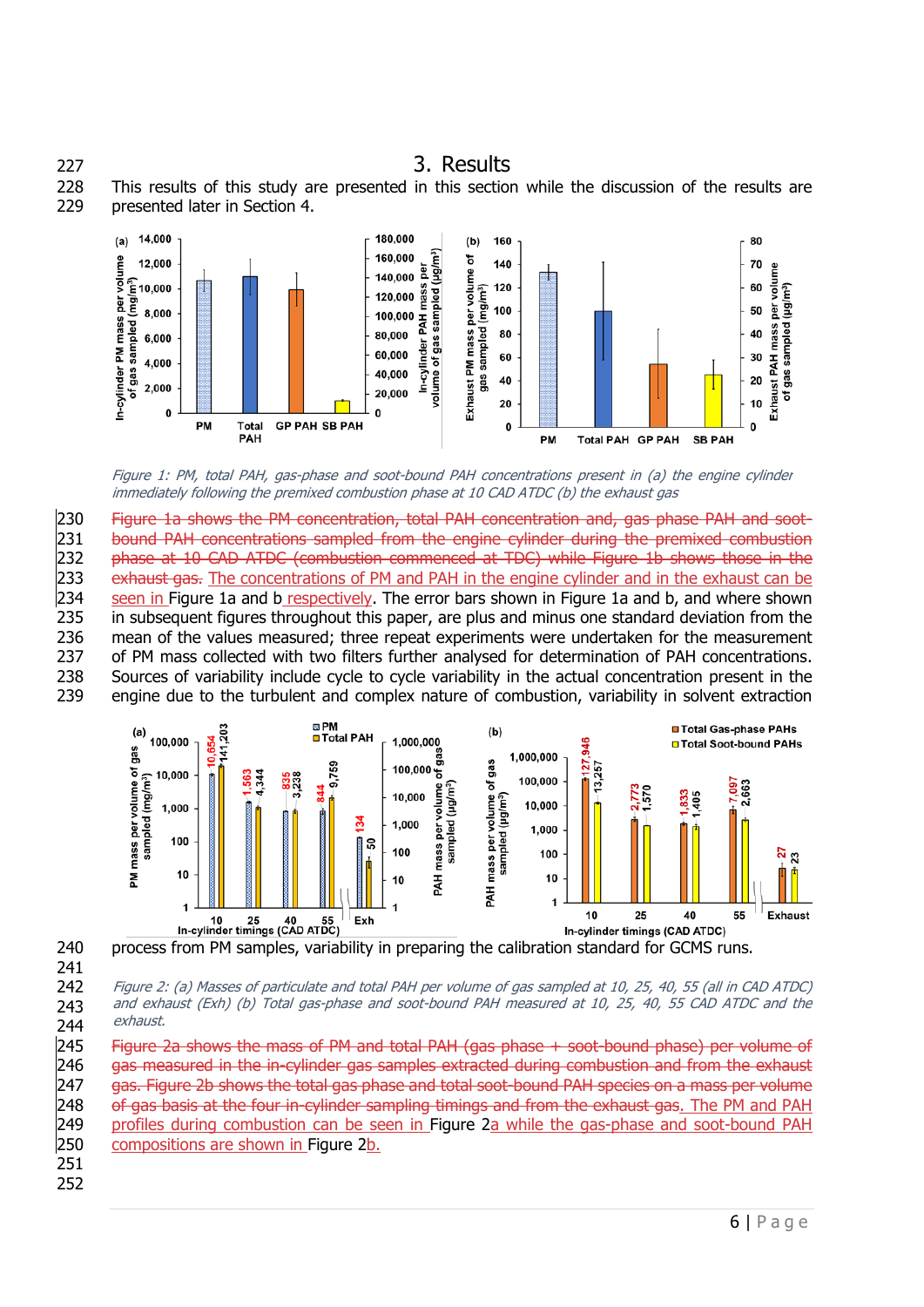# 3. Results

This results of this study are presented in this section while the discussion of the results are presented later in Section 4.

*Figure 1: PM, total PAH, gas-phase and soot-bound PAH concentrations present in (a) the engine cylinder immediately following the premixed combustion phase at 10 CAD ATDC (b) the exhaust gas*

~~Figure 1a shows the PM concentration, total PAH concentration and, gas phase PAH and soot-bound PAH concentrations sampled from the engine cylinder during the premixed combustion phase at 10 CAD ATDC (combustion commenced at TDC) while Figure 1b shows those in the exhaust gas.~~ The concentrations of PM and PAH in the engine cylinder and in the exhaust can be seen in Figure 1a and b respectively. The error bars shown in Figure 1a and b, and where shown in subsequent figures throughout this paper, are plus and minus one standard deviation from the mean of the values measured; three repeat experiments were undertaken for the measurement of PM mass collected with two filters further analysed for determination of PAH concentrations. Sources of variability include cycle to cycle variability in the actual concentration present in the engine due to the turbulent and complex nature of combustion, variability in solvent extraction process from PM samples, variability in preparing the calibration standard for GCMS runs.

*Figure 2: (a) Masses of particulate and total PAH per volume of gas sampled at 10, 25, 40, 55 (all in CAD ATDC) and exhaust (Exh) (b) Total gas-phase and soot-bound PAH measured at 10, 25, 40, 55 CAD ATDC and the exhaust.*

~~Figure 2a shows the mass of PM and total PAH (gas phase + soot-bound phase) per volume of gas measured in the in-cylinder gas samples extracted during combustion and from the exhaust gas. Figure 2b shows the total gas phase and total soot-bound PAH species on a mass per volume of gas basis at the four in-cylinder sampling timings and from the exhaust gas.~~ The PM and PAH profiles during combustion can be seen in Figure 2a while the gas-phase and soot-bound PAH compositions are shown in Figure 2b.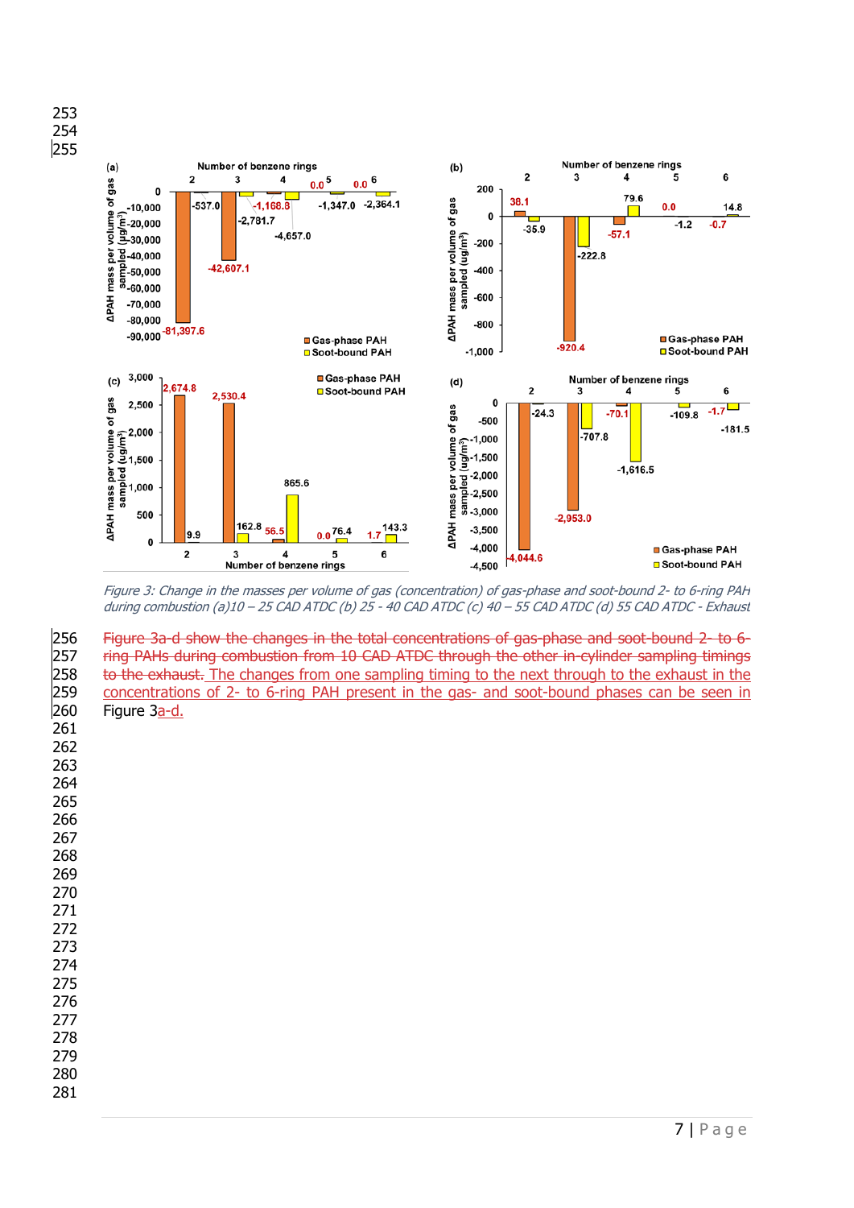Figure 3: Change in the masses per volume of gas (concentration) of gas-phase and soot-bound 2- to 6-ring PAH during combustion (a)10 – 25 CAD ATDC (b) 25 - 40 CAD ATDC (c) 40 – 55 CAD ATDC (d) 55 CAD ATDC - Exhaust

~~Figure 3a-d show the changes in the total concentrations of gas-phase and soot-bound 2- to 6-ring PAHs during combustion from 10 CAD ATDC through the other in-cylinder sampling timings to the exhaust.~~ The changes from one sampling timing to the next through to the exhaust in the concentrations of 2- to 6-ring PAH present in the gas- and soot-bound phases can be seen in Figure 3a-d.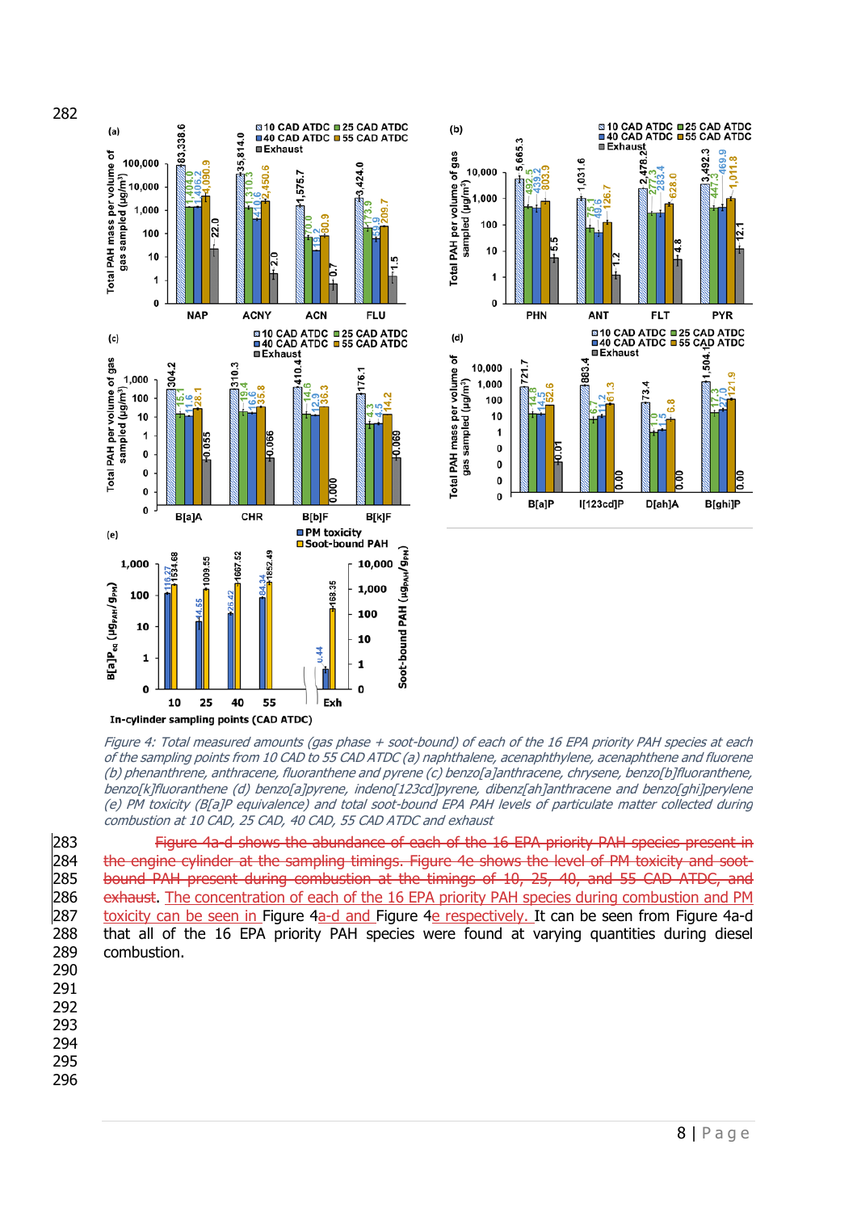Figure 4: Total measured amounts (gas phase + soot-bound) of each of the 16 EPA priority PAH species at each of the sampling points from 10 CAD to 55 CAD ATDC (a) naphthalene, acenaphthylene, acenaphthene and fluorene (b) phenanthrene, anthracene, fluoranthene and pyrene (c) benzo[a]anthracene, chrysene, benzo[b]fluoranthene, benzo[k]fluoranthene (d) benzo[a]pyrene, indeno[123cd]pyrene, dibenz[ah]anthracene and benzo[ghi]perylene (e) PM toxicity (B[a]P equivalence) and total soot-bound EPA PAH levels of particulate matter collected during combustion at 10 CAD, 25 CAD, 40 CAD, 55 CAD ATDC and exhaust

~~Figure 4a-d shows the abundance of each of the 16 EPA priority PAH species present in the engine cylinder at the sampling timings. Figure 4e shows the level of PM toxicity and soot-bound PAH present during combustion at the timings of 10, 25, 40, and 55 CAD ATDC, and exhaust~~. The concentration of each of the 16 EPA priority PAH species during combustion and PM toxicity can be seen in Figure 4a-d and Figure 4e respectively. It can be seen from Figure 4a-d that all of the 16 EPA priority PAH species were found at varying quantities during diesel combustion.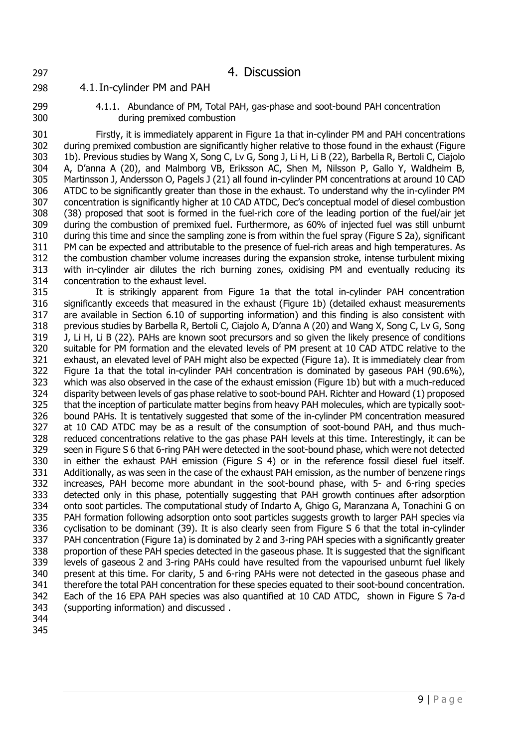# 4. Discussion

## 4.1. In-cylinder PM and PAH

### 4.1.1. Abundance of PM, Total PAH, gas-phase and soot-bound PAH concentration during premixed combustion

Firstly, it is immediately apparent in Figure 1a that in-cylinder PM and PAH concentrations during premixed combustion are significantly higher relative to those found in the exhaust (Figure 1b). Previous studies by Wang X, Song C, Lv G, Song J, Li H, Li B (22), Barbella R, Bertoli C, Ciajolo A, D'anna A (20), and Malmborg VB, Eriksson AC, Shen M, Nilsson P, Gallo Y, Waldheim B, Martinsson J, Andersson O, Pagels J (21) all found in-cylinder PM concentrations at around 10 CAD ATDC to be significantly greater than those in the exhaust. To understand why the in-cylinder PM concentration is significantly higher at 10 CAD ATDC, Dec's conceptual model of diesel combustion (38) proposed that soot is formed in the fuel-rich core of the leading portion of the fuel/air jet during the combustion of premixed fuel. Furthermore, as 60% of injected fuel was still unburnt during this time and since the sampling zone is from within the fuel spray (Figure S 2a), significant PM can be expected and attributable to the presence of fuel-rich areas and high temperatures. As the combustion chamber volume increases during the expansion stroke, intense turbulent mixing with in-cylinder air dilutes the rich burning zones, oxidising PM and eventually reducing its concentration to the exhaust level.

It is strikingly apparent from Figure 1a that the total in-cylinder PAH concentration significantly exceeds that measured in the exhaust (Figure 1b) (detailed exhaust measurements are available in Section 6.10 of supporting information) and this finding is also consistent with previous studies by Barbella R, Bertoli C, Ciajolo A, D'anna A (20) and Wang X, Song C, Lv G, Song J, Li H, Li B (22). PAHs are known soot precursors and so given the likely presence of conditions suitable for PM formation and the elevated levels of PM present at 10 CAD ATDC relative to the exhaust, an elevated level of PAH might also be expected (Figure 1a). It is immediately clear from Figure 1a that the total in-cylinder PAH concentration is dominated by gaseous PAH (90.6%), which was also observed in the case of the exhaust emission (Figure 1b) but with a much-reduced disparity between levels of gas phase relative to soot-bound PAH. Richter and Howard (1) proposed that the inception of particulate matter begins from heavy PAH molecules, which are typically soot-bound PAHs. It is tentatively suggested that some of the in-cylinder PM concentration measured at 10 CAD ATDC may be as a result of the consumption of soot-bound PAH, and thus much-reduced concentrations relative to the gas phase PAH levels at this time. Interestingly, it can be seen in Figure S 6 that 6-ring PAH were detected in the soot-bound phase, which were not detected in either the exhaust PAH emission (Figure S 4) or in the reference fossil diesel fuel itself. Additionally, as was seen in the case of the exhaust PAH emission, as the number of benzene rings increases, PAH become more abundant in the soot-bound phase, with 5- and 6-ring species detected only in this phase, potentially suggesting that PAH growth continues after adsorption onto soot particles. The computational study of Indarto A, Ghigo G, Maranzana A, Tonachini G on PAH formation following adsorption onto soot particles suggests growth to larger PAH species via cyclisation to be dominant (39). It is also clearly seen from Figure S 6 that the total in-cylinder PAH concentration (Figure 1a) is dominated by 2 and 3-ring PAH species with a significantly greater proportion of these PAH species detected in the gaseous phase. It is suggested that the significant levels of gaseous 2 and 3-ring PAHs could have resulted from the vapourised unburnt fuel likely present at this time. For clarity, 5 and 6-ring PAHs were not detected in the gaseous phase and therefore the total PAH concentration for these species equated to their soot-bound concentration. Each of the 16 EPA PAH species was also quantified at 10 CAD ATDC, shown in Figure S 7a-d (supporting information) and discussed .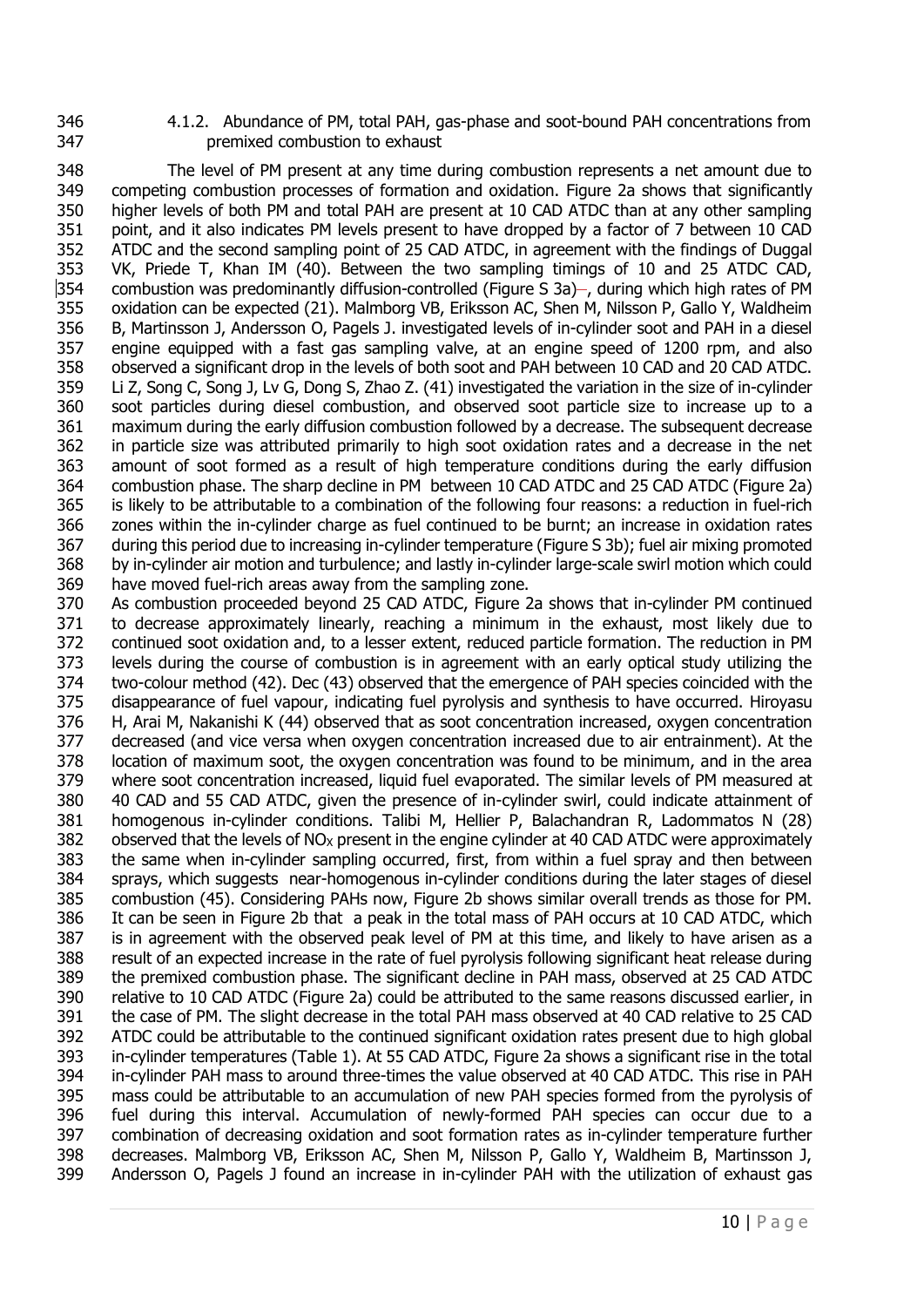### 4.1.2. Abundance of PM, total PAH, gas-phase and soot-bound PAH concentrations from premixed combustion to exhaust

The level of PM present at any time during combustion represents a net amount due to competing combustion processes of formation and oxidation. Figure 2a shows that significantly higher levels of both PM and total PAH are present at 10 CAD ATDC than at any other sampling point, and it also indicates PM levels present to have dropped by a factor of 7 between 10 CAD ATDC and the second sampling point of 25 CAD ATDC, in agreement with the findings of Duggal VK, Priede T, Khan IM (40). Between the two sampling timings of 10 and 25 ATDC CAD, combustion was predominantly diffusion-controlled (Figure S 3a), during which high rates of PM oxidation can be expected (21). Malmborg VB, Eriksson AC, Shen M, Nilsson P, Gallo Y, Waldheim B, Martinsson J, Andersson O, Pagels J. investigated levels of in-cylinder soot and PAH in a diesel engine equipped with a fast gas sampling valve, at an engine speed of 1200 rpm, and also observed a significant drop in the levels of both soot and PAH between 10 CAD and 20 CAD ATDC. Li Z, Song C, Song J, Lv G, Dong S, Zhao Z. (41) investigated the variation in the size of in-cylinder soot particles during diesel combustion, and observed soot particle size to increase up to a maximum during the early diffusion combustion followed by a decrease. The subsequent decrease in particle size was attributed primarily to high soot oxidation rates and a decrease in the net amount of soot formed as a result of high temperature conditions during the early diffusion combustion phase. The sharp decline in PM between 10 CAD ATDC and 25 CAD ATDC (Figure 2a) is likely to be attributable to a combination of the following four reasons: a reduction in fuel-rich zones within the in-cylinder charge as fuel continued to be burnt; an increase in oxidation rates during this period due to increasing in-cylinder temperature (Figure S 3b); fuel air mixing promoted by in-cylinder air motion and turbulence; and lastly in-cylinder large-scale swirl motion which could have moved fuel-rich areas away from the sampling zone.

As combustion proceeded beyond 25 CAD ATDC, Figure 2a shows that in-cylinder PM continued to decrease approximately linearly, reaching a minimum in the exhaust, most likely due to continued soot oxidation and, to a lesser extent, reduced particle formation. The reduction in PM levels during the course of combustion is in agreement with an early optical study utilizing the two-colour method (42). Dec (43) observed that the emergence of PAH species coincided with the disappearance of fuel vapour, indicating fuel pyrolysis and synthesis to have occurred. Hiroyasu H, Arai M, Nakanishi K (44) observed that as soot concentration increased, oxygen concentration decreased (and vice versa when oxygen concentration increased due to air entrainment). At the location of maximum soot, the oxygen concentration was found to be minimum, and in the area where soot concentration increased, liquid fuel evaporated. The similar levels of PM measured at 40 CAD and 55 CAD ATDC, given the presence of in-cylinder swirl, could indicate attainment of homogenous in-cylinder conditions. Talibi M, Hellier P, Balachandran R, Ladommatos N (28) observed that the levels of $NO_X$ present in the engine cylinder at 40 CAD ATDC were approximately the same when in-cylinder sampling occurred, first, from within a fuel spray and then between sprays, which suggests near-homogenous in-cylinder conditions during the later stages of diesel combustion (45). Considering PAHs now, Figure 2b shows similar overall trends as those for PM. It can be seen in Figure 2b that a peak in the total mass of PAH occurs at 10 CAD ATDC, which is in agreement with the observed peak level of PM at this time, and likely to have arisen as a result of an expected increase in the rate of fuel pyrolysis following significant heat release during the premixed combustion phase. The significant decline in PAH mass, observed at 25 CAD ATDC relative to 10 CAD ATDC (Figure 2a) could be attributed to the same reasons discussed earlier, in the case of PM. The slight decrease in the total PAH mass observed at 40 CAD relative to 25 CAD ATDC could be attributable to the continued significant oxidation rates present due to high global in-cylinder temperatures (Table 1). At 55 CAD ATDC, Figure 2a shows a significant rise in the total in-cylinder PAH mass to around three-times the value observed at 40 CAD ATDC. This rise in PAH mass could be attributable to an accumulation of new PAH species formed from the pyrolysis of fuel during this interval. Accumulation of newly-formed PAH species can occur due to a combination of decreasing oxidation and soot formation rates as in-cylinder temperature further decreases. Malmborg VB, Eriksson AC, Shen M, Nilsson P, Gallo Y, Waldheim B, Martinsson J, Andersson O, Pagels J found an increase in in-cylinder PAH with the utilization of exhaust gas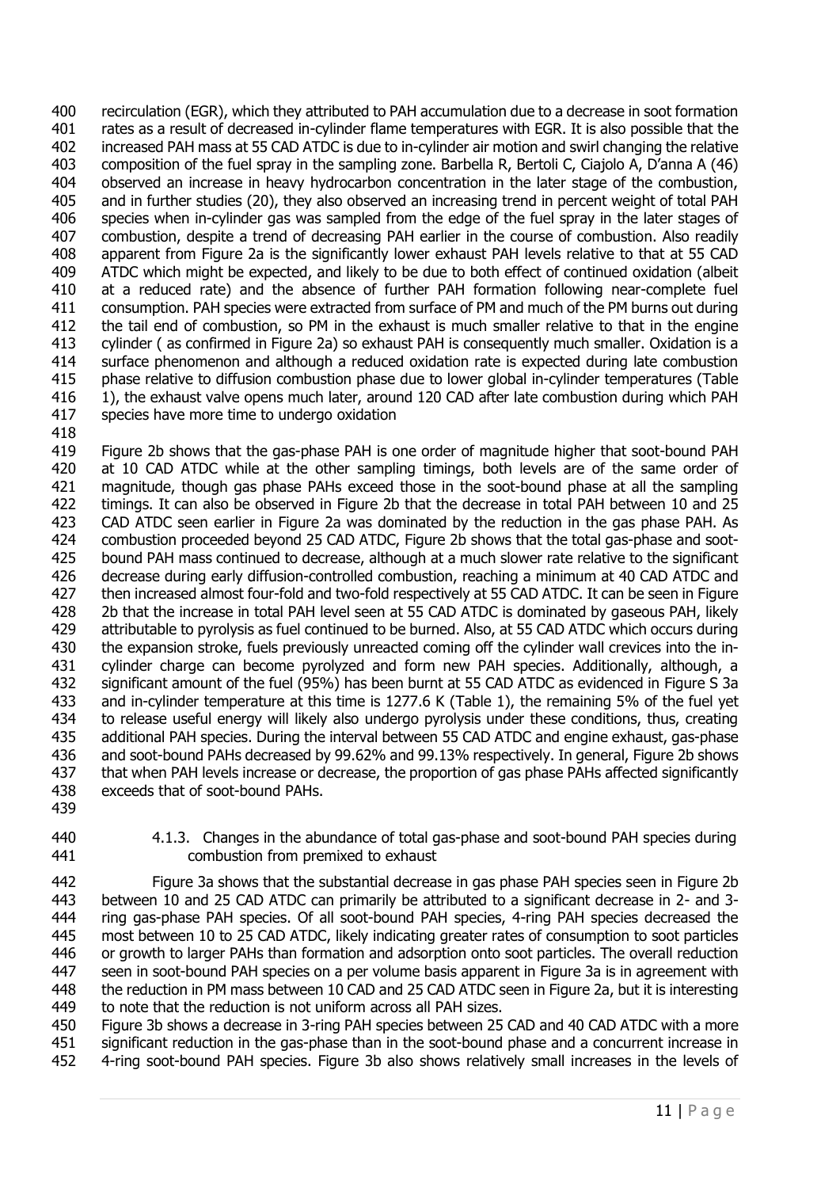recirculation (EGR), which they attributed to PAH accumulation due to a decrease in soot formation rates as a result of decreased in-cylinder flame temperatures with EGR. It is also possible that the increased PAH mass at 55 CAD ATDC is due to in-cylinder air motion and swirl changing the relative composition of the fuel spray in the sampling zone. Barbella R, Bertoli C, Ciajolo A, D'anna A (46) observed an increase in heavy hydrocarbon concentration in the later stage of the combustion, and in further studies (20), they also observed an increasing trend in percent weight of total PAH species when in-cylinder gas was sampled from the edge of the fuel spray in the later stages of combustion, despite a trend of decreasing PAH earlier in the course of combustion. Also readily apparent from Figure 2a is the significantly lower exhaust PAH levels relative to that at 55 CAD ATDC which might be expected, and likely to be due to both effect of continued oxidation (albeit at a reduced rate) and the absence of further PAH formation following near-complete fuel consumption. PAH species were extracted from surface of PM and much of the PM burns out during the tail end of combustion, so PM in the exhaust is much smaller relative to that in the engine cylinder ( as confirmed in Figure 2a) so exhaust PAH is consequently much smaller. Oxidation is a surface phenomenon and although a reduced oxidation rate is expected during late combustion phase relative to diffusion combustion phase due to lower global in-cylinder temperatures (Table 1), the exhaust valve opens much later, around 120 CAD after late combustion during which PAH species have more time to undergo oxidation

Figure 2b shows that the gas-phase PAH is one order of magnitude higher that soot-bound PAH at 10 CAD ATDC while at the other sampling timings, both levels are of the same order of magnitude, though gas phase PAHs exceed those in the soot-bound phase at all the sampling timings. It can also be observed in Figure 2b that the decrease in total PAH between 10 and 25 CAD ATDC seen earlier in Figure 2a was dominated by the reduction in the gas phase PAH. As combustion proceeded beyond 25 CAD ATDC, Figure 2b shows that the total gas-phase and soot-bound PAH mass continued to decrease, although at a much slower rate relative to the significant decrease during early diffusion-controlled combustion, reaching a minimum at 40 CAD ATDC and then increased almost four-fold and two-fold respectively at 55 CAD ATDC. It can be seen in Figure 2b that the increase in total PAH level seen at 55 CAD ATDC is dominated by gaseous PAH, likely attributable to pyrolysis as fuel continued to be burned. Also, at 55 CAD ATDC which occurs during the expansion stroke, fuels previously unreacted coming off the cylinder wall crevices into the in-cylinder charge can become pyrolyzed and form new PAH species. Additionally, although, a significant amount of the fuel (95%) has been burnt at 55 CAD ATDC as evidenced in Figure S 3a and in-cylinder temperature at this time is 1277.6 K (Table 1), the remaining 5% of the fuel yet to release useful energy will likely also undergo pyrolysis under these conditions, thus, creating additional PAH species. During the interval between 55 CAD ATDC and engine exhaust, gas-phase and soot-bound PAHs decreased by 99.62% and 99.13% respectively. In general, Figure 2b shows that when PAH levels increase or decrease, the proportion of gas phase PAHs affected significantly exceeds that of soot-bound PAHs.

#### 4.1.3. Changes in the abundance of total gas-phase and soot-bound PAH species during combustion from premixed to exhaust

Figure 3a shows that the substantial decrease in gas phase PAH species seen in Figure 2b between 10 and 25 CAD ATDC can primarily be attributed to a significant decrease in 2- and 3-ring gas-phase PAH species. Of all soot-bound PAH species, 4-ring PAH species decreased the most between 10 to 25 CAD ATDC, likely indicating greater rates of consumption to soot particles or growth to larger PAHs than formation and adsorption onto soot particles. The overall reduction seen in soot-bound PAH species on a per volume basis apparent in Figure 3a is in agreement with the reduction in PM mass between 10 CAD and 25 CAD ATDC seen in Figure 2a, but it is interesting to note that the reduction is not uniform across all PAH sizes.

Figure 3b shows a decrease in 3-ring PAH species between 25 CAD and 40 CAD ATDC with a more significant reduction in the gas-phase than in the soot-bound phase and a concurrent increase in 4-ring soot-bound PAH species. Figure 3b also shows relatively small increases in the levels of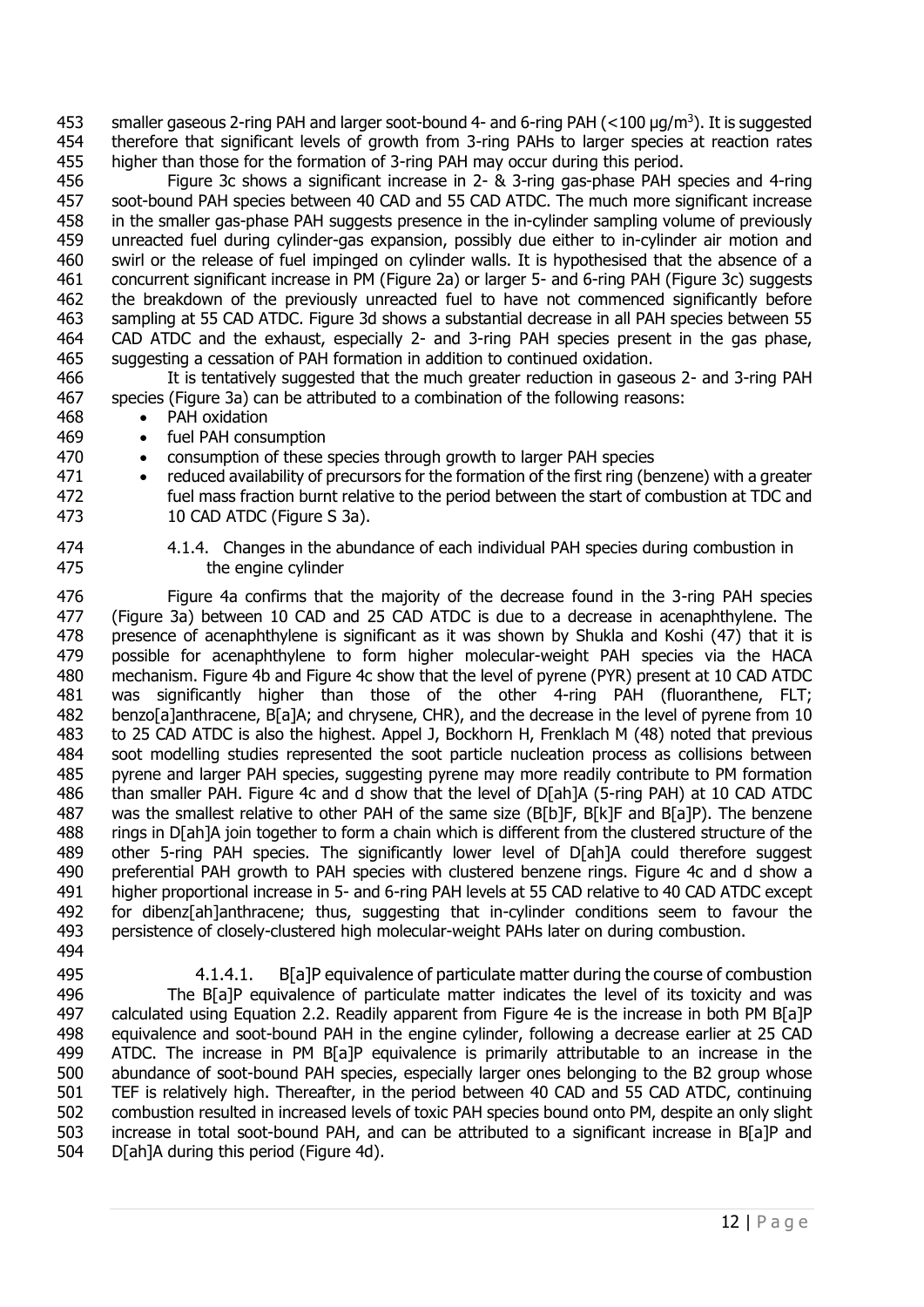smaller gaseous 2-ring PAH and larger soot-bound 4- and 6-ring PAH (<100 μg/m$^3$). It is suggested therefore that significant levels of growth from 3-ring PAHs to larger species at reaction rates higher than those for the formation of 3-ring PAH may occur during this period.

Figure 3c shows a significant increase in 2- & 3-ring gas-phase PAH species and 4-ring soot-bound PAH species between 40 CAD and 55 CAD ATDC. The much more significant increase in the smaller gas-phase PAH suggests presence in the in-cylinder sampling volume of previously unreacted fuel during cylinder-gas expansion, possibly due either to in-cylinder air motion and swirl or the release of fuel impinged on cylinder walls. It is hypothesised that the absence of a concurrent significant increase in PM (Figure 2a) or larger 5- and 6-ring PAH (Figure 3c) suggests the breakdown of the previously unreacted fuel to have not commenced significantly before sampling at 55 CAD ATDC. Figure 3d shows a substantial decrease in all PAH species between 55 CAD ATDC and the exhaust, especially 2- and 3-ring PAH species present in the gas phase, suggesting a cessation of PAH formation in addition to continued oxidation.

It is tentatively suggested that the much greater reduction in gaseous 2- and 3-ring PAH species (Figure 3a) can be attributed to a combination of the following reasons:

- PAH oxidation
- fuel PAH consumption
- consumption of these species through growth to larger PAH species
- reduced availability of precursors for the formation of the first ring (benzene) with a greater fuel mass fraction burnt relative to the period between the start of combustion at TDC and 10 CAD ATDC (Figure S 3a).

#### 4.1.4. Changes in the abundance of each individual PAH species during combustion in the engine cylinder

Figure 4a confirms that the majority of the decrease found in the 3-ring PAH species (Figure 3a) between 10 CAD and 25 CAD ATDC is due to a decrease in acenaphthylene. The presence of acenaphthylene is significant as it was shown by Shukla and Koshi (47) that it is possible for acenaphthylene to form higher molecular-weight PAH species via the HACA mechanism. Figure 4b and Figure 4c show that the level of pyrene (PYR) present at 10 CAD ATDC was significantly higher than those of the other 4-ring PAH (fluoranthene, FLT; benzo[a]anthracene, B[a]A; and chrysene, CHR), and the decrease in the level of pyrene from 10 to 25 CAD ATDC is also the highest. Appel J, Bockhorn H, Frenklach M (48) noted that previous soot modelling studies represented the soot particle nucleation process as collisions between pyrene and larger PAH species, suggesting pyrene may more readily contribute to PM formation than smaller PAH. Figure 4c and d show that the level of D[ah]A (5-ring PAH) at 10 CAD ATDC was the smallest relative to other PAH of the same size (B[b]F, B[k]F and B[a]P). The benzene rings in D[ah]A join together to form a chain which is different from the clustered structure of the other 5-ring PAH species. The significantly lower level of D[ah]A could therefore suggest preferential PAH growth to PAH species with clustered benzene rings. Figure 4c and d show a higher proportional increase in 5- and 6-ring PAH levels at 55 CAD relative to 40 CAD ATDC except for dibenz[ah]anthracene; thus, suggesting that in-cylinder conditions seem to favour the persistence of closely-clustered high molecular-weight PAHs later on during combustion.

##### 4.1.4.1. B[a]P equivalence of particulate matter during the course of combustion

The B[a]P equivalence of particulate matter indicates the level of its toxicity and was calculated using Equation 2.2. Readily apparent from Figure 4e is the increase in both PM B[a]P equivalence and soot-bound PAH in the engine cylinder, following a decrease earlier at 25 CAD ATDC. The increase in PM B[a]P equivalence is primarily attributable to an increase in the abundance of soot-bound PAH species, especially larger ones belonging to the B2 group whose TEF is relatively high. Thereafter, in the period between 40 CAD and 55 CAD ATDC, continuing combustion resulted in increased levels of toxic PAH species bound onto PM, despite an only slight increase in total soot-bound PAH, and can be attributed to a significant increase in B[a]P and D[ah]A during this period (Figure 4d).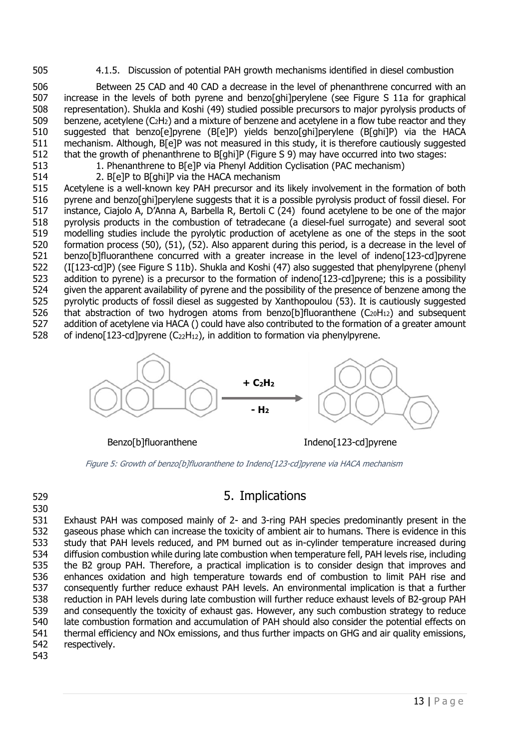#### 4.1.5. Discussion of potential PAH growth mechanisms identified in diesel combustion

Between 25 CAD and 40 CAD a decrease in the level of phenanthrene concurred with an increase in the levels of both pyrene and benzo[ghi]perylene (see Figure S 11a for graphical representation). Shukla and Koshi (49) studied possible precursors to major pyrolysis products of benzene, acetylene ($C_2H_2$) and a mixture of benzene and acetylene in a flow tube reactor and they suggested that benzo[e]pyrene (B[e]P) yields benzo[ghi]perylene (B[ghi]P) via the HACA mechanism. Although, B[e]P was not measured in this study, it is therefore cautiously suggested that the growth of phenanthrene to B[ghi]P (Figure S 9) may have occurred into two stages:

1. Phenanthrene to B[e]P via Phenyl Addition Cyclisation (PAC mechanism)
2. B[e]P to B[ghi]P via the HACA mechanism

Acetylene is a well-known key PAH precursor and its likely involvement in the formation of both pyrene and benzo[ghi]perylene suggests that it is a possible pyrolysis product of fossil diesel. For instance, Ciajolo A, D'Anna A, Barbella R, Bertoli C (24) found acetylene to be one of the major pyrolysis products in the combustion of tetradecane (a diesel-fuel surrogate) and several soot modelling studies include the pyrolytic production of acetylene as one of the steps in the soot formation process (50), (51), (52). Also apparent during this period, is a decrease in the level of benzo[b]fluoranthene concurred with a greater increase in the level of indeno[123-cd]pyrene (I[123-cd]P) (see Figure S 11b). Shukla and Koshi (47) also suggested that phenylpyrene (phenyl addition to pyrene) is a precursor to the formation of indeno[123-cd]pyrene; this is a possibility given the apparent availability of pyrene and the possibility of the presence of benzene among the pyrolytic products of fossil diesel as suggested by Xanthopoulou (53). It is cautiously suggested that abstraction of two hydrogen atoms from benzo[b]fluoranthene ($C_{20}H_{12}$) and subsequent addition of acetylene via HACA () could have also contributed to the formation of a greater amount of indeno[123-cd]pyrene ($C_{22}H_{12}$), in addition to formation via phenylpyrene.

Benzo[b]fluoranthene $\xrightarrow[-\ H_2]{+\ C_2H_2}$ Indeno[123-cd]pyrene

*Figure 5: Growth of benzo[b]fluoranthene to Indeno[123-cd]pyrene via HACA mechanism*

# 5. Implications

Exhaust PAH was composed mainly of 2- and 3-ring PAH species predominantly present in the gaseous phase which can increase the toxicity of ambient air to humans. There is evidence in this study that PAH levels reduced, and PM burned out as in-cylinder temperature increased during diffusion combustion while during late combustion when temperature fell, PAH levels rise, including the B2 group PAH. Therefore, a practical implication is to consider design that improves and enhances oxidation and high temperature towards end of combustion to limit PAH rise and consequently further reduce exhaust PAH levels. An environmental implication is that a further reduction in PAH levels during late combustion will further reduce exhaust levels of B2-group PAH and consequently the toxicity of exhaust gas. However, any such combustion strategy to reduce late combustion formation and accumulation of PAH should also consider the potential effects on thermal efficiency and NOx emissions, and thus further impacts on GHG and air quality emissions, respectively.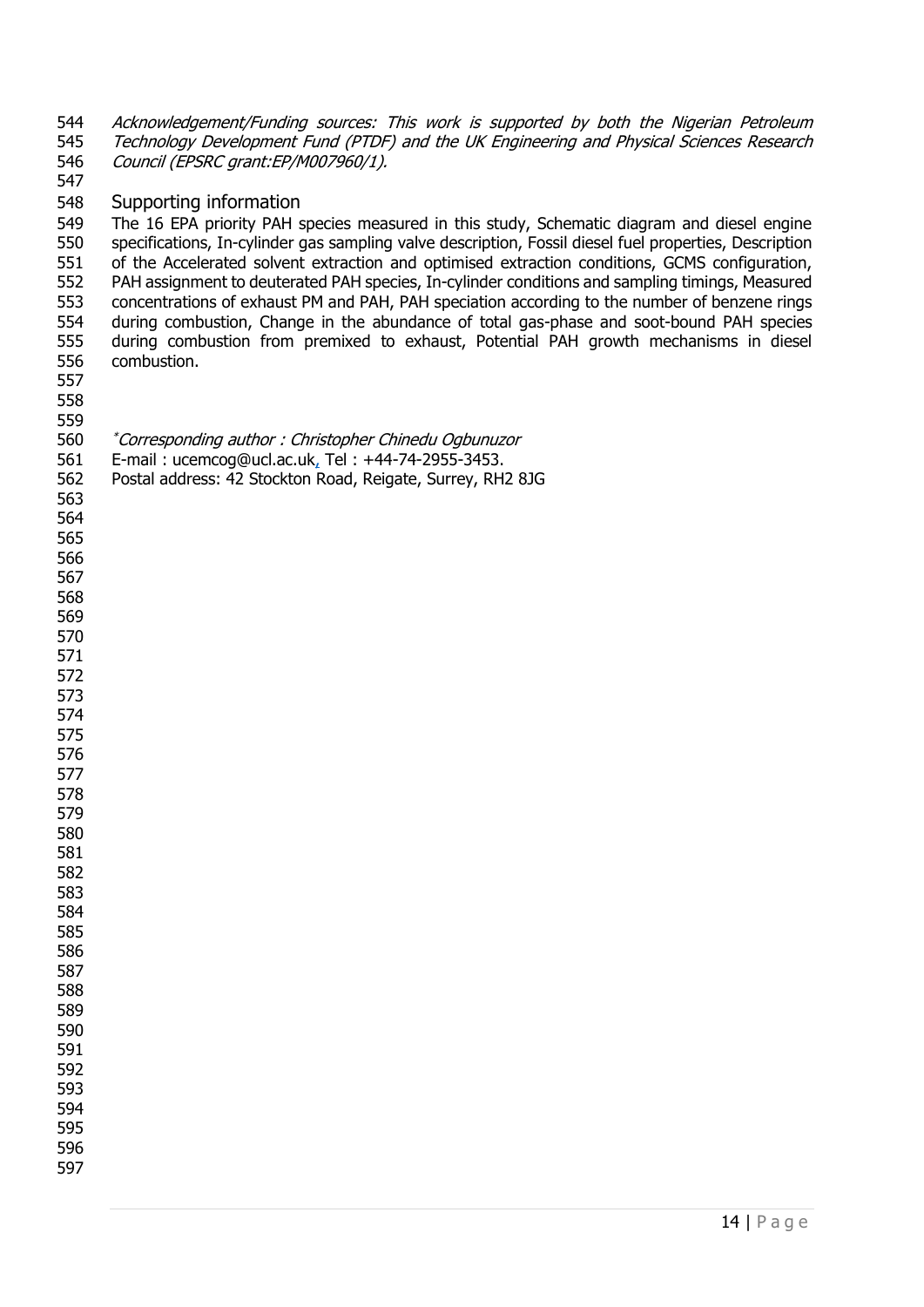*Acknowledgement/Funding sources: This work is supported by both the Nigerian Petroleum Technology Development Fund (PTDF) and the UK Engineering and Physical Sciences Research Council (EPSRC grant:EP/M007960/1).*

## Supporting information

The 16 EPA priority PAH species measured in this study, Schematic diagram and diesel engine specifications, In-cylinder gas sampling valve description, Fossil diesel fuel properties, Description of the Accelerated solvent extraction and optimised extraction conditions, GCMS configuration, PAH assignment to deuterated PAH species, In-cylinder conditions and sampling timings, Measured concentrations of exhaust PM and PAH, PAH speciation according to the number of benzene rings during combustion, Change in the abundance of total gas-phase and soot-bound PAH species during combustion from premixed to exhaust, Potential PAH growth mechanisms in diesel combustion.

*Corresponding author : Christopher Chinedu Ogbunuzor

E-mail : ucemcog@ucl.ac.uk, Tel : +44-74-2955-3453.

Postal address: 42 Stockton Road, Reigate, Surrey, RH2 8JG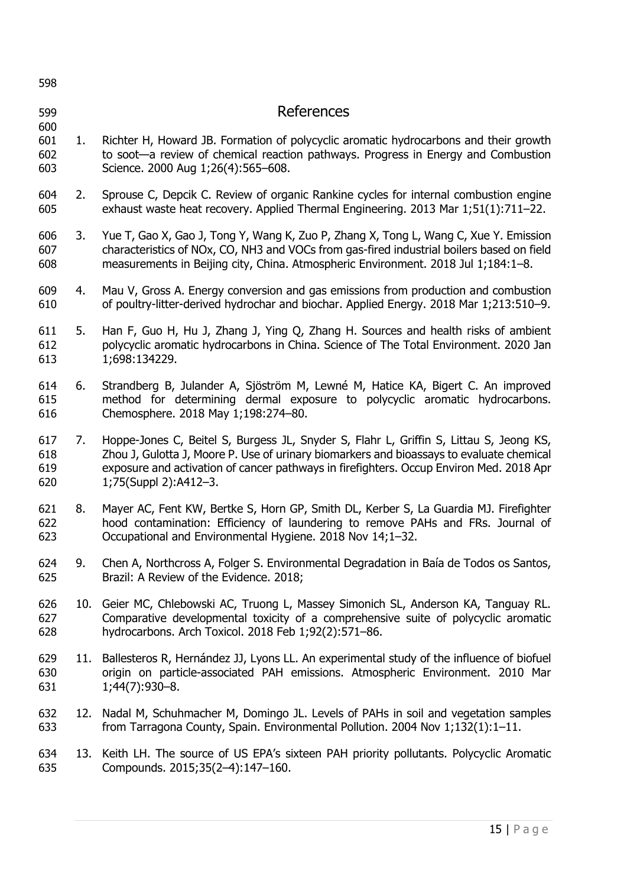# References

1. Richter H, Howard JB. Formation of polycyclic aromatic hydrocarbons and their growth to soot—a review of chemical reaction pathways. Progress in Energy and Combustion Science. 2000 Aug 1;26(4):565–608.

2. Sprouse C, Depcik C. Review of organic Rankine cycles for internal combustion engine exhaust waste heat recovery. Applied Thermal Engineering. 2013 Mar 1;51(1):711–22.

3. Yue T, Gao X, Gao J, Tong Y, Wang K, Zuo P, Zhang X, Tong L, Wang C, Xue Y. Emission characteristics of NOx, CO, NH3 and VOCs from gas-fired industrial boilers based on field measurements in Beijing city, China. Atmospheric Environment. 2018 Jul 1;184:1–8.

4. Mau V, Gross A. Energy conversion and gas emissions from production and combustion of poultry-litter-derived hydrochar and biochar. Applied Energy. 2018 Mar 1;213:510–9.

5. Han F, Guo H, Hu J, Zhang J, Ying Q, Zhang H. Sources and health risks of ambient polycyclic aromatic hydrocarbons in China. Science of The Total Environment. 2020 Jan 1;698:134229.

6. Strandberg B, Julander A, Sjöström M, Lewné M, Hatice KA, Bigert C. An improved method for determining dermal exposure to polycyclic aromatic hydrocarbons. Chemosphere. 2018 May 1;198:274–80.

7. Hoppe-Jones C, Beitel S, Burgess JL, Snyder S, Flahr L, Griffin S, Littau S, Jeong KS, Zhou J, Gulotta J, Moore P. Use of urinary biomarkers and bioassays to evaluate chemical exposure and activation of cancer pathways in firefighters. Occup Environ Med. 2018 Apr 1;75(Suppl 2):A412–3.

8. Mayer AC, Fent KW, Bertke S, Horn GP, Smith DL, Kerber S, La Guardia MJ. Firefighter hood contamination: Efficiency of laundering to remove PAHs and FRs. Journal of Occupational and Environmental Hygiene. 2018 Nov 14;1–32.

9. Chen A, Northcross A, Folger S. Environmental Degradation in Baía de Todos os Santos, Brazil: A Review of the Evidence. 2018;

10. Geier MC, Chlebowski AC, Truong L, Massey Simonich SL, Anderson KA, Tanguay RL. Comparative developmental toxicity of a comprehensive suite of polycyclic aromatic hydrocarbons. Arch Toxicol. 2018 Feb 1;92(2):571–86.

11. Ballesteros R, Hernández JJ, Lyons LL. An experimental study of the influence of biofuel origin on particle-associated PAH emissions. Atmospheric Environment. 2010 Mar 1;44(7):930–8.

12. Nadal M, Schuhmacher M, Domingo JL. Levels of PAHs in soil and vegetation samples from Tarragona County, Spain. Environmental Pollution. 2004 Nov 1;132(1):1–11.

13. Keith LH. The source of US EPA's sixteen PAH priority pollutants. Polycyclic Aromatic Compounds. 2015;35(2–4):147–160.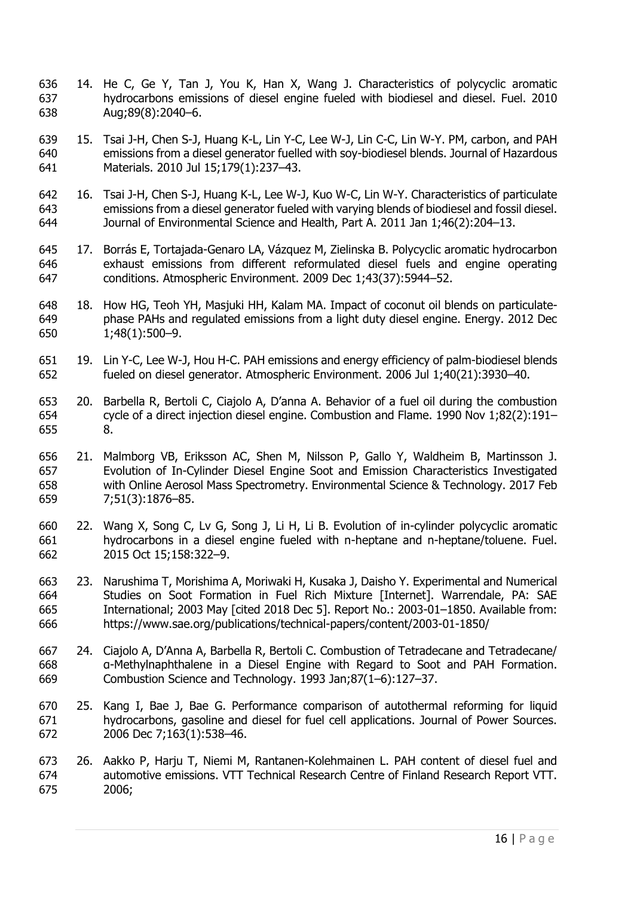14. He C, Ge Y, Tan J, You K, Han X, Wang J. Characteristics of polycyclic aromatic hydrocarbons emissions of diesel engine fueled with biodiesel and diesel. Fuel. 2010 Aug;89(8):2040–6.

15. Tsai J-H, Chen S-J, Huang K-L, Lin Y-C, Lee W-J, Lin C-C, Lin W-Y. PM, carbon, and PAH emissions from a diesel generator fuelled with soy-biodiesel blends. Journal of Hazardous Materials. 2010 Jul 15;179(1):237–43.

16. Tsai J-H, Chen S-J, Huang K-L, Lee W-J, Kuo W-C, Lin W-Y. Characteristics of particulate emissions from a diesel generator fueled with varying blends of biodiesel and fossil diesel. Journal of Environmental Science and Health, Part A. 2011 Jan 1;46(2):204–13.

17. Borrás E, Tortajada-Genaro LA, Vázquez M, Zielinska B. Polycyclic aromatic hydrocarbon exhaust emissions from different reformulated diesel fuels and engine operating conditions. Atmospheric Environment. 2009 Dec 1;43(37):5944–52.

18. How HG, Teoh YH, Masjuki HH, Kalam MA. Impact of coconut oil blends on particulate-phase PAHs and regulated emissions from a light duty diesel engine. Energy. 2012 Dec 1;48(1):500–9.

19. Lin Y-C, Lee W-J, Hou H-C. PAH emissions and energy efficiency of palm-biodiesel blends fueled on diesel generator. Atmospheric Environment. 2006 Jul 1;40(21):3930–40.

20. Barbella R, Bertoli C, Ciajolo A, D'anna A. Behavior of a fuel oil during the combustion cycle of a direct injection diesel engine. Combustion and Flame. 1990 Nov 1;82(2):191–8.

21. Malmborg VB, Eriksson AC, Shen M, Nilsson P, Gallo Y, Waldheim B, Martinsson J. Evolution of In-Cylinder Diesel Engine Soot and Emission Characteristics Investigated with Online Aerosol Mass Spectrometry. Environmental Science & Technology. 2017 Feb 7;51(3):1876–85.

22. Wang X, Song C, Lv G, Song J, Li H, Li B. Evolution of in-cylinder polycyclic aromatic hydrocarbons in a diesel engine fueled with n-heptane and n-heptane/toluene. Fuel. 2015 Oct 15;158:322–9.

23. Narushima T, Morishima A, Moriwaki H, Kusaka J, Daisho Y. Experimental and Numerical Studies on Soot Formation in Fuel Rich Mixture [Internet]. Warrendale, PA: SAE International; 2003 May [cited 2018 Dec 5]. Report No.: 2003-01–1850. Available from: https://www.sae.org/publications/technical-papers/content/2003-01-1850/

24. Ciajolo A, D'Anna A, Barbella R, Bertoli C. Combustion of Tetradecane and Tetradecane/ α-Methylnaphthalene in a Diesel Engine with Regard to Soot and PAH Formation. Combustion Science and Technology. 1993 Jan;87(1–6):127–37.

25. Kang I, Bae J, Bae G. Performance comparison of autothermal reforming for liquid hydrocarbons, gasoline and diesel for fuel cell applications. Journal of Power Sources. 2006 Dec 7;163(1):538–46.

26. Aakko P, Harju T, Niemi M, Rantanen-Kolehmainen L. PAH content of diesel fuel and automotive emissions. VTT Technical Research Centre of Finland Research Report VTT. 2006;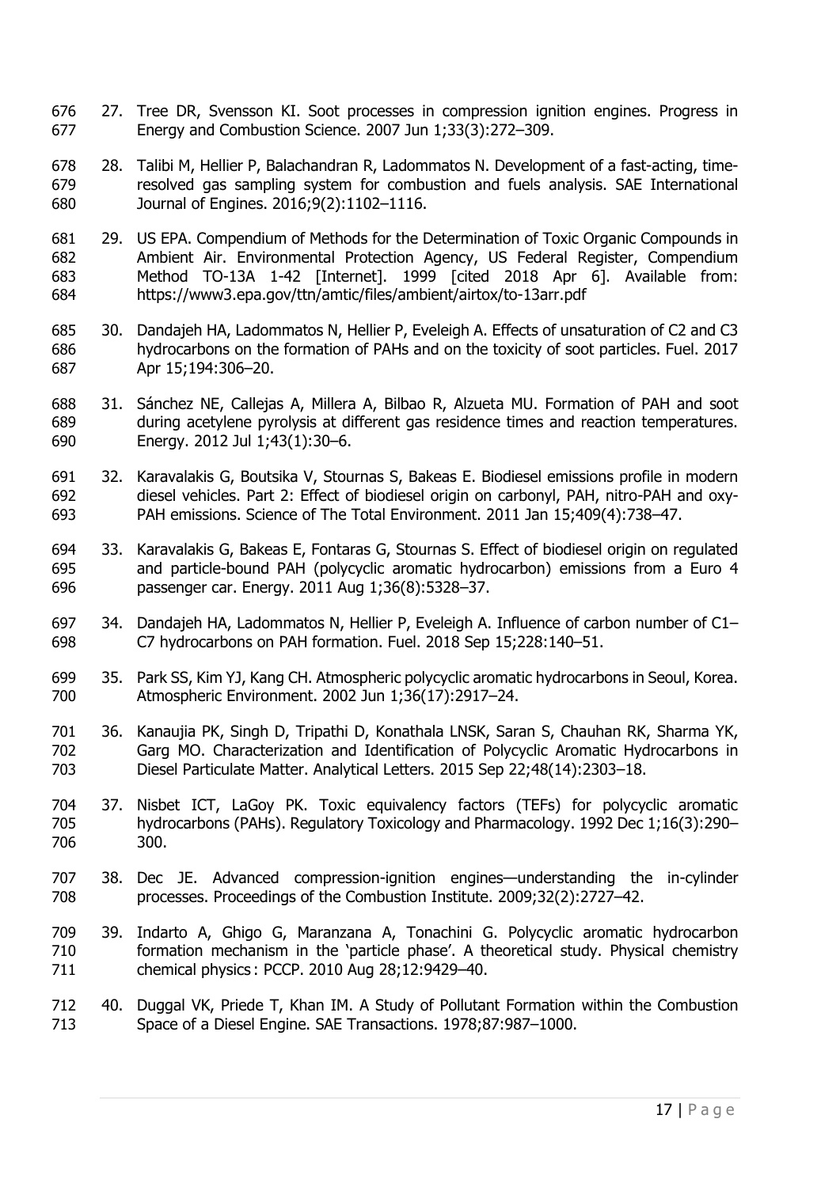27. Tree DR, Svensson KI. Soot processes in compression ignition engines. Progress in Energy and Combustion Science. 2007 Jun 1;33(3):272–309.

28. Talibi M, Hellier P, Balachandran R, Ladommatos N. Development of a fast-acting, time-resolved gas sampling system for combustion and fuels analysis. SAE International Journal of Engines. 2016;9(2):1102–1116.

29. US EPA. Compendium of Methods for the Determination of Toxic Organic Compounds in Ambient Air. Environmental Protection Agency, US Federal Register, Compendium Method TO-13A 1-42 [Internet]. 1999 [cited 2018 Apr 6]. Available from: https://www3.epa.gov/ttn/amtic/files/ambient/airtox/to-13arr.pdf

30. Dandajeh HA, Ladommatos N, Hellier P, Eveleigh A. Effects of unsaturation of C2 and C3 hydrocarbons on the formation of PAHs and on the toxicity of soot particles. Fuel. 2017 Apr 15;194:306–20.

31. Sánchez NE, Callejas A, Millera A, Bilbao R, Alzueta MU. Formation of PAH and soot during acetylene pyrolysis at different gas residence times and reaction temperatures. Energy. 2012 Jul 1;43(1):30–6.

32. Karavalakis G, Boutsika V, Stournas S, Bakeas E. Biodiesel emissions profile in modern diesel vehicles. Part 2: Effect of biodiesel origin on carbonyl, PAH, nitro-PAH and oxy-PAH emissions. Science of The Total Environment. 2011 Jan 15;409(4):738–47.

33. Karavalakis G, Bakeas E, Fontaras G, Stournas S. Effect of biodiesel origin on regulated and particle-bound PAH (polycyclic aromatic hydrocarbon) emissions from a Euro 4 passenger car. Energy. 2011 Aug 1;36(8):5328–37.

34. Dandajeh HA, Ladommatos N, Hellier P, Eveleigh A. Influence of carbon number of C1–C7 hydrocarbons on PAH formation. Fuel. 2018 Sep 15;228:140–51.

35. Park SS, Kim YJ, Kang CH. Atmospheric polycyclic aromatic hydrocarbons in Seoul, Korea. Atmospheric Environment. 2002 Jun 1;36(17):2917–24.

36. Kanaujia PK, Singh D, Tripathi D, Konathala LNSK, Saran S, Chauhan RK, Sharma YK, Garg MO. Characterization and Identification of Polycyclic Aromatic Hydrocarbons in Diesel Particulate Matter. Analytical Letters. 2015 Sep 22;48(14):2303–18.

37. Nisbet ICT, LaGoy PK. Toxic equivalency factors (TEFs) for polycyclic aromatic hydrocarbons (PAHs). Regulatory Toxicology and Pharmacology. 1992 Dec 1;16(3):290–300.

38. Dec JE. Advanced compression-ignition engines—understanding the in-cylinder processes. Proceedings of the Combustion Institute. 2009;32(2):2727–42.

39. Indarto A, Ghigo G, Maranzana A, Tonachini G. Polycyclic aromatic hydrocarbon formation mechanism in the 'particle phase'. A theoretical study. Physical chemistry chemical physics : PCCP. 2010 Aug 28;12:9429–40.

40. Duggal VK, Priede T, Khan IM. A Study of Pollutant Formation within the Combustion Space of a Diesel Engine. SAE Transactions. 1978;87:987–1000.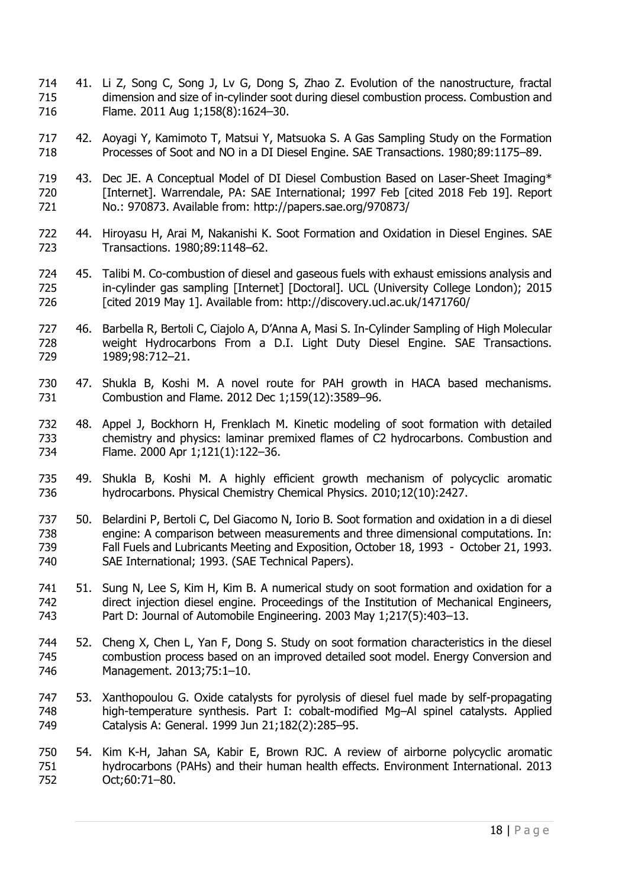41. Li Z, Song C, Song J, Lv G, Dong S, Zhao Z. Evolution of the nanostructure, fractal dimension and size of in-cylinder soot during diesel combustion process. Combustion and Flame. 2011 Aug 1;158(8):1624–30.

42. Aoyagi Y, Kamimoto T, Matsui Y, Matsuoka S. A Gas Sampling Study on the Formation Processes of Soot and NO in a DI Diesel Engine. SAE Transactions. 1980;89:1175–89.

43. Dec JE. A Conceptual Model of DI Diesel Combustion Based on Laser-Sheet Imaging* [Internet]. Warrendale, PA: SAE International; 1997 Feb [cited 2018 Feb 19]. Report No.: 970873. Available from: http://papers.sae.org/970873/

44. Hiroyasu H, Arai M, Nakanishi K. Soot Formation and Oxidation in Diesel Engines. SAE Transactions. 1980;89:1148–62.

45. Talibi M. Co-combustion of diesel and gaseous fuels with exhaust emissions analysis and in-cylinder gas sampling [Internet] [Doctoral]. UCL (University College London); 2015 [cited 2019 May 1]. Available from: http://discovery.ucl.ac.uk/1471760/

46. Barbella R, Bertoli C, Ciajolo A, D'Anna A, Masi S. In-Cylinder Sampling of High Molecular weight Hydrocarbons From a D.I. Light Duty Diesel Engine. SAE Transactions. 1989;98:712–21.

47. Shukla B, Koshi M. A novel route for PAH growth in HACA based mechanisms. Combustion and Flame. 2012 Dec 1;159(12):3589–96.

48. Appel J, Bockhorn H, Frenklach M. Kinetic modeling of soot formation with detailed chemistry and physics: laminar premixed flames of C2 hydrocarbons. Combustion and Flame. 2000 Apr 1;121(1):122–36.

49. Shukla B, Koshi M. A highly efficient growth mechanism of polycyclic aromatic hydrocarbons. Physical Chemistry Chemical Physics. 2010;12(10):2427.

50. Belardini P, Bertoli C, Del Giacomo N, Iorio B. Soot formation and oxidation in a di diesel engine: A comparison between measurements and three dimensional computations. In: Fall Fuels and Lubricants Meeting and Exposition, October 18, 1993 - October 21, 1993. SAE International; 1993. (SAE Technical Papers).

51. Sung N, Lee S, Kim H, Kim B. A numerical study on soot formation and oxidation for a direct injection diesel engine. Proceedings of the Institution of Mechanical Engineers, Part D: Journal of Automobile Engineering. 2003 May 1;217(5):403–13.

52. Cheng X, Chen L, Yan F, Dong S. Study on soot formation characteristics in the diesel combustion process based on an improved detailed soot model. Energy Conversion and Management. 2013;75:1–10.

53. Xanthopoulou G. Oxide catalysts for pyrolysis of diesel fuel made by self-propagating high-temperature synthesis. Part I: cobalt-modified Mg–Al spinel catalysts. Applied Catalysis A: General. 1999 Jun 21;182(2):285–95.

54. Kim K-H, Jahan SA, Kabir E, Brown RJC. A review of airborne polycyclic aromatic hydrocarbons (PAHs) and their human health effects. Environment International. 2013 Oct;60:71–80.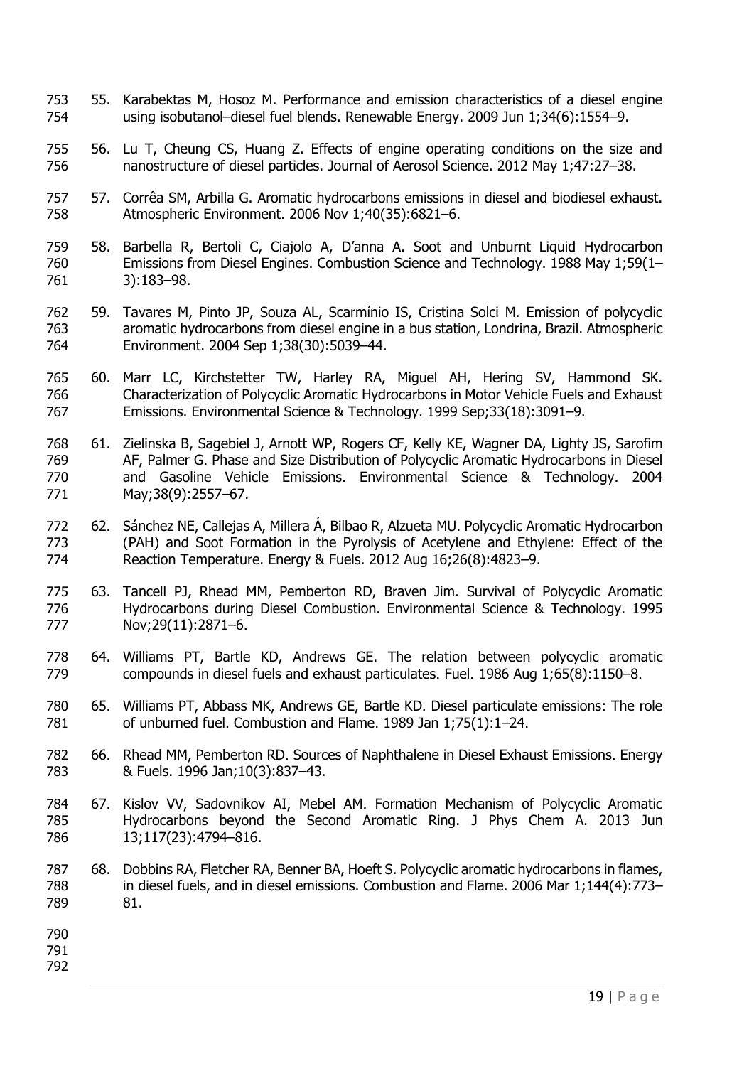55. Karabektas M, Hosoz M. Performance and emission characteristics of a diesel engine using isobutanol–diesel fuel blends. Renewable Energy. 2009 Jun 1;34(6):1554–9.

56. Lu T, Cheung CS, Huang Z. Effects of engine operating conditions on the size and nanostructure of diesel particles. Journal of Aerosol Science. 2012 May 1;47:27–38.

57. Corrêa SM, Arbilla G. Aromatic hydrocarbons emissions in diesel and biodiesel exhaust. Atmospheric Environment. 2006 Nov 1;40(35):6821–6.

58. Barbella R, Bertoli C, Ciajolo A, D'anna A. Soot and Unburnt Liquid Hydrocarbon Emissions from Diesel Engines. Combustion Science and Technology. 1988 May 1;59(1–3):183–98.

59. Tavares M, Pinto JP, Souza AL, Scarmínio IS, Cristina Solci M. Emission of polycyclic aromatic hydrocarbons from diesel engine in a bus station, Londrina, Brazil. Atmospheric Environment. 2004 Sep 1;38(30):5039–44.

60. Marr LC, Kirchstetter TW, Harley RA, Miguel AH, Hering SV, Hammond SK. Characterization of Polycyclic Aromatic Hydrocarbons in Motor Vehicle Fuels and Exhaust Emissions. Environmental Science & Technology. 1999 Sep;33(18):3091–9.

61. Zielinska B, Sagebiel J, Arnott WP, Rogers CF, Kelly KE, Wagner DA, Lighty JS, Sarofim AF, Palmer G. Phase and Size Distribution of Polycyclic Aromatic Hydrocarbons in Diesel and Gasoline Vehicle Emissions. Environmental Science & Technology. 2004 May;38(9):2557–67.

62. Sánchez NE, Callejas A, Millera Á, Bilbao R, Alzueta MU. Polycyclic Aromatic Hydrocarbon (PAH) and Soot Formation in the Pyrolysis of Acetylene and Ethylene: Effect of the Reaction Temperature. Energy & Fuels. 2012 Aug 16;26(8):4823–9.

63. Tancell PJ, Rhead MM, Pemberton RD, Braven Jim. Survival of Polycyclic Aromatic Hydrocarbons during Diesel Combustion. Environmental Science & Technology. 1995 Nov;29(11):2871–6.

64. Williams PT, Bartle KD, Andrews GE. The relation between polycyclic aromatic compounds in diesel fuels and exhaust particulates. Fuel. 1986 Aug 1;65(8):1150–8.

65. Williams PT, Abbass MK, Andrews GE, Bartle KD. Diesel particulate emissions: The role of unburned fuel. Combustion and Flame. 1989 Jan 1;75(1):1–24.

66. Rhead MM, Pemberton RD. Sources of Naphthalene in Diesel Exhaust Emissions. Energy & Fuels. 1996 Jan;10(3):837–43.

67. Kislov VV, Sadovnikov AI, Mebel AM. Formation Mechanism of Polycyclic Aromatic Hydrocarbons beyond the Second Aromatic Ring. J Phys Chem A. 2013 Jun 13;117(23):4794–816.

68. Dobbins RA, Fletcher RA, Benner BA, Hoeft S. Polycyclic aromatic hydrocarbons in flames, in diesel fuels, and in diesel emissions. Combustion and Flame. 2006 Mar 1;144(4):773–81.